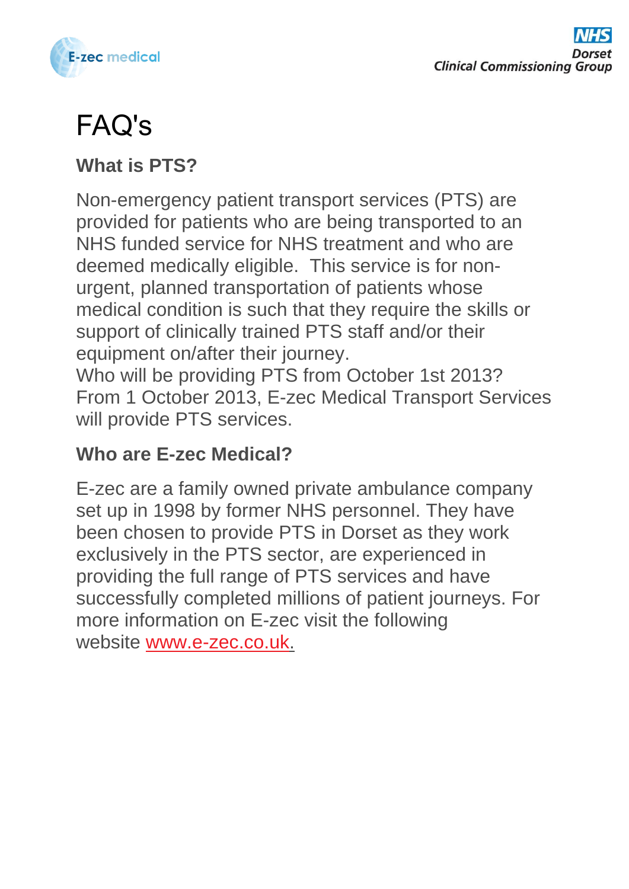E-zec medical

NHS Dorset Clinical Commissioning Group

# FAQ's

## What is PTS?

Non-emergency patient transport services (PTS) are provided for patients who are being transported to an NHS funded service for NHS treatment and who are deemed medically eligible. This service is for non-urgent, planned transportation of patients whose medical condition is such that they require the skills or support of clinically trained PTS staff and/or their equipment on/after their journey.
Who will be providing PTS from October 1st 2013?
From 1 October 2013, E-zec Medical Transport Services will provide PTS services.

## Who are E-zec Medical?

E-zec are a family owned private ambulance company set up in 1998 by former NHS personnel. They have been chosen to provide PTS in Dorset as they work exclusively in the PTS sector, are experienced in providing the full range of PTS services and have successfully completed millions of patient journeys. For more information on E-zec visit the following website www.e-zec.co.uk.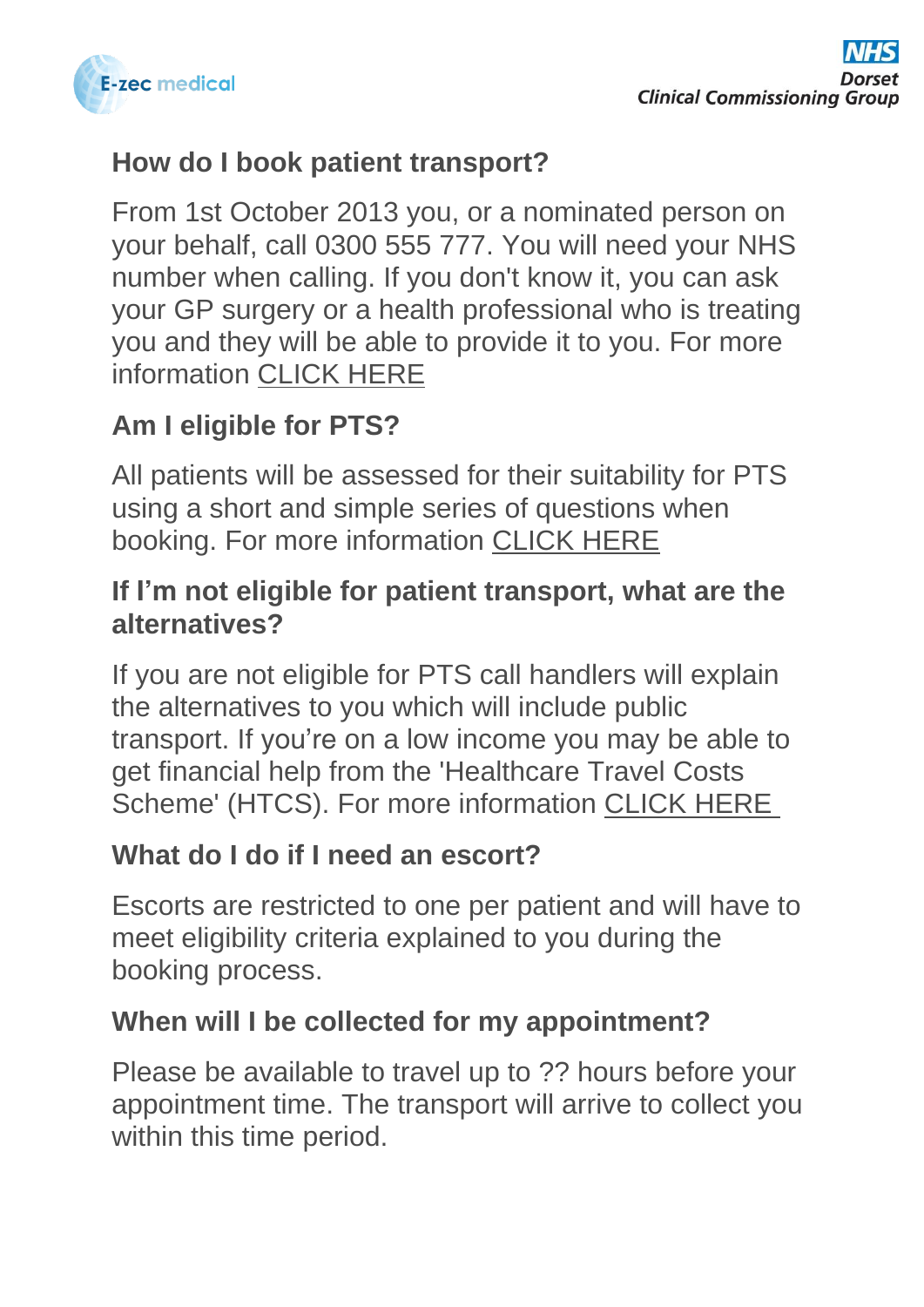## How do I book patient transport?

From 1st October 2013 you, or a nominated person on your behalf, call 0300 555 777. You will need your NHS number when calling. If you don't know it, you can ask your GP surgery or a health professional who is treating you and they will be able to provide it to you. For more information CLICK HERE

## Am I eligible for PTS?

All patients will be assessed for their suitability for PTS using a short and simple series of questions when booking. For more information CLICK HERE

## If I'm not eligible for patient transport, what are the alternatives?

If you are not eligible for PTS call handlers will explain the alternatives to you which will include public transport. If you're on a low income you may be able to get financial help from the 'Healthcare Travel Costs Scheme' (HTCS). For more information CLICK HERE

## What do I do if I need an escort?

Escorts are restricted to one per patient and will have to meet eligibility criteria explained to you during the booking process.

## When will I be collected for my appointment?

Please be available to travel up to ?? hours before your appointment time. The transport will arrive to collect you within this time period.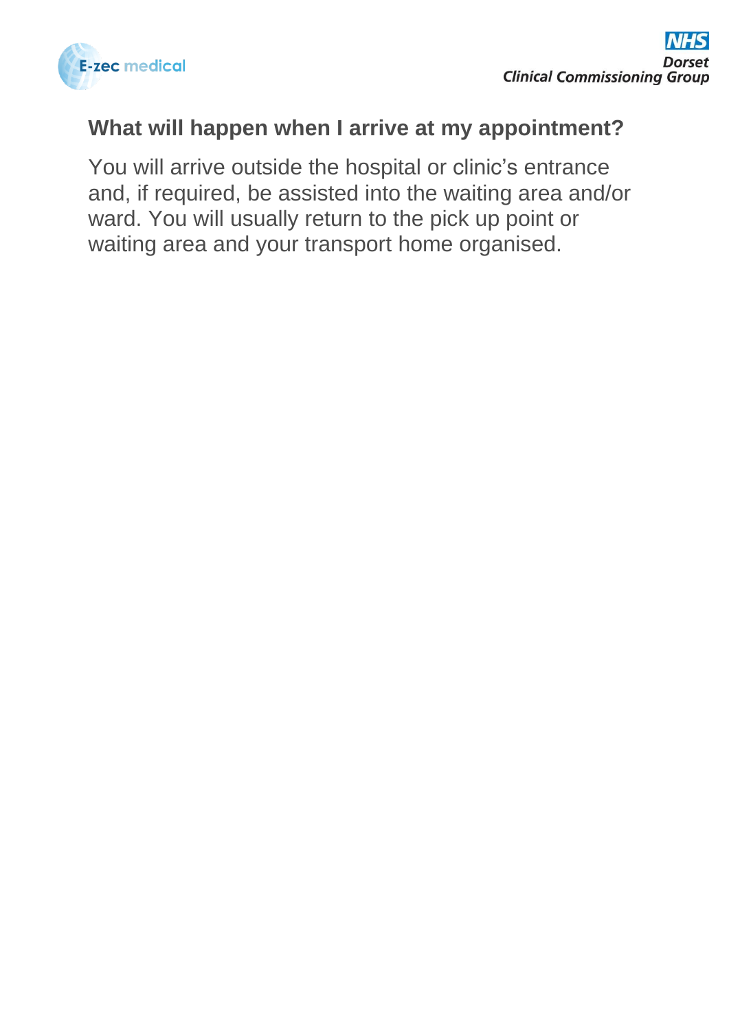## What will happen when I arrive at my appointment?

You will arrive outside the hospital or clinic's entrance and, if required, be assisted into the waiting area and/or ward. You will usually return to the pick up point or waiting area and your transport home organised.